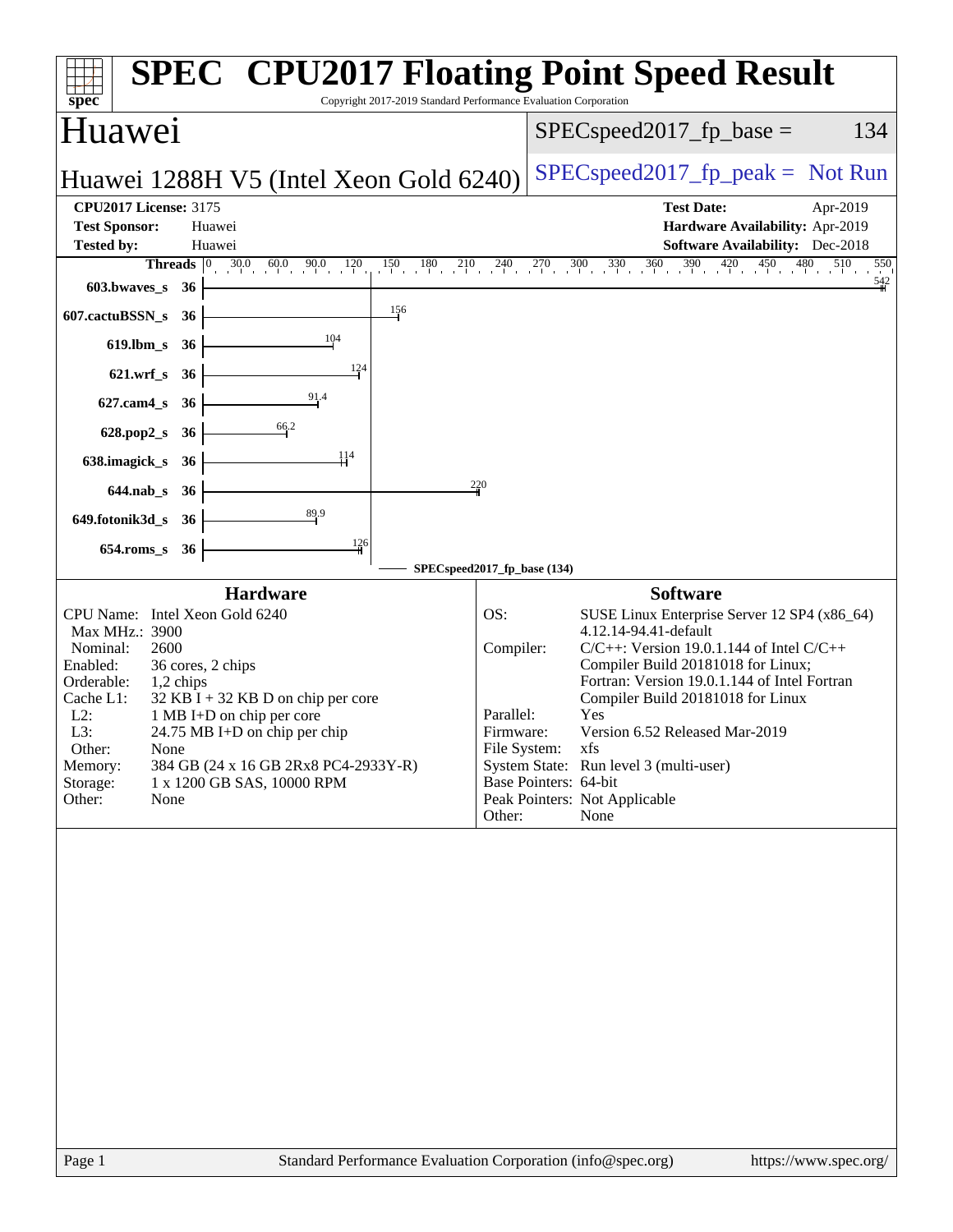# SPEC CPU2017 Floating Point Speed Result

Copyright 2017-2019 Standard Performance Evaluation Corporation

## Huawei

**Huawei 1288H V5 (Intel Xeon Gold 6240)**

SPECspeed2017_fp_base = 134

SPECspeed2017_fp_peak = Not Run

**CPU2017 License:** 3175
**Test Sponsor:** Huawei
**Tested by:** Huawei

**Test Date:** Apr-2019
**Hardware Availability:** Apr-2019
**Software Availability:** Dec-2018

| Benchmark | Threads | Base Ratio |
|---|---|---|
| 603.bwaves_s | 36 | 542 |
| 607.cactuBSSN_s | 36 | 156 |
| 619.lbm_s | 36 | 104 |
| 621.wrf_s | 36 | 124 |
| 627.cam4_s | 36 | 91.4 |
| 628.pop2_s | 36 | 66.2 |
| 638.imagick_s | 36 | 114 |
| 644.nab_s | 36 | 220 |
| 649.fotonik3d_s | 36 | 89.9 |
| 654.roms_s | 36 | 126 |

SPECspeed2017_fp_base (134)

### Hardware

| | |
|---|---|
| CPU Name: | Intel Xeon Gold 6240 |
| Max MHz.: | 3900 |
| Nominal: | 2600 |
| Enabled: | 36 cores, 2 chips |
| Orderable: | 1,2 chips |
| Cache L1: | 32 KB I + 32 KB D on chip per core |
| L2: | 1 MB I+D on chip per core |
| L3: | 24.75 MB I+D on chip per chip |
| Other: | None |
| Memory: | 384 GB (24 x 16 GB 2Rx8 PC4-2933Y-R) |
| Storage: | 1 x 1200 GB SAS, 10000 RPM |
| Other: | None |

### Software

| | |
|---|---|
| OS: | SUSE Linux Enterprise Server 12 SP4 (x86_64) 4.12.14-94.41-default |
| Compiler: | C/C++: Version 19.0.1.144 of Intel C/C++ Compiler Build 20181018 for Linux; Fortran: Version 19.0.1.144 of Intel Fortran Compiler Build 20181018 for Linux |
| Parallel: | Yes |
| Firmware: | Version 6.52 Released Mar-2019 |
| File System: | xfs |
| System State: | Run level 3 (multi-user) |
| Base Pointers: | 64-bit |
| Peak Pointers: | Not Applicable |
| Other: | None |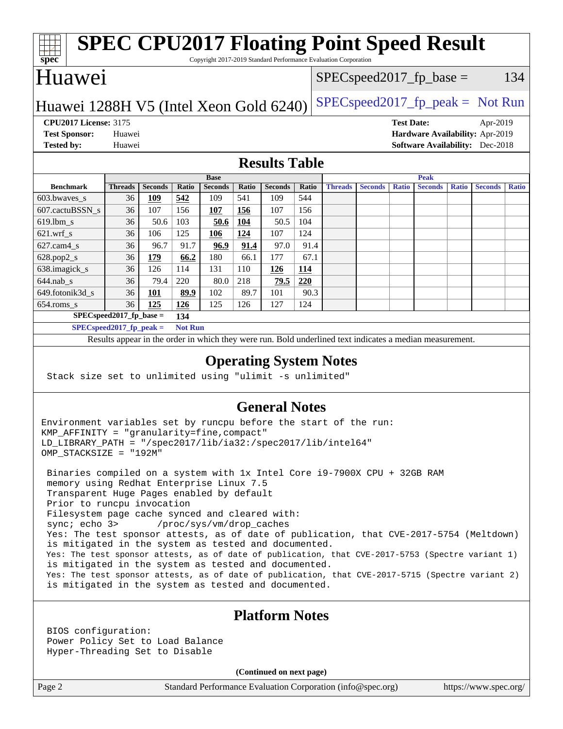# SPEC CPU2017 Floating Point Speed Result

Copyright 2017-2019 Standard Performance Evaluation Corporation

## Huawei

Huawei 1288H V5 (Intel Xeon Gold 6240)

SPECspeed2017_fp_base = 134

SPECspeed2017_fp_peak = Not Run

**CPU2017 License:** 3175
**Test Sponsor:** Huawei
**Tested by:** Huawei

**Test Date:** Apr-2019
**Hardware Availability:** Apr-2019
**Software Availability:** Dec-2018

## Results Table

| | Base | | | | | | | Peak | | | | | | |
|---|---|---|---|---|---|---|---|---|---|---|---|---|---|---|
| **Benchmark** | **Threads** | **Seconds** | **Ratio** | **Seconds** | **Ratio** | **Seconds** | **Ratio** | **Threads** | **Seconds** | **Ratio** | **Seconds** | **Ratio** | **Seconds** | **Ratio** |
| 603.bwaves_s | 36 | **109** | **542** | 109 | 541 | 109 | 544 | | | | | | | |
| 607.cactuBSSN_s | 36 | 107 | 156 | **107** | **156** | 107 | 156 | | | | | | | |
| 619.lbm_s | 36 | 50.6 | 103 | **50.6** | **104** | 50.5 | 104 | | | | | | | |
| 621.wrf_s | 36 | 106 | 125 | **106** | **124** | 107 | 124 | | | | | | | |
| 627.cam4_s | 36 | 96.7 | 91.7 | **96.9** | **91.4** | 97.0 | 91.4 | | | | | | | |
| 628.pop2_s | 36 | **179** | **66.2** | 180 | 66.1 | 177 | 67.1 | | | | | | | |
| 638.imagick_s | 36 | 126 | 114 | 131 | 110 | **126** | **114** | | | | | | | |
| 644.nab_s | 36 | 79.4 | 220 | 80.0 | 218 | **79.5** | **220** | | | | | | | |
| 649.fotonik3d_s | 36 | **101** | **89.9** | 102 | 89.7 | 101 | 90.3 | | | | | | | |
| 654.roms_s | 36 | **125** | **126** | 125 | 126 | 127 | 124 | | | | | | | |

**SPECspeed2017_fp_base =** 134

**SPECspeed2017_fp_peak =** Not Run

Results appear in the order in which they were run. Bold underlined text indicates a median measurement.

## Operating System Notes

```
Stack size set to unlimited using "ulimit -s unlimited"
```

## General Notes

```
Environment variables set by runcpu before the start of the run:
KMP_AFFINITY = "granularity=fine,compact"
LD_LIBRARY_PATH = "/spec2017/lib/ia32:/spec2017/lib/intel64"
OMP_STACKSIZE = "192M"

 Binaries compiled on a system with 1x Intel Core i9-7900X CPU + 32GB RAM
 memory using Redhat Enterprise Linux 7.5
 Transparent Huge Pages enabled by default
 Prior to runcpu invocation
 Filesystem page cache synced and cleared with:
 sync; echo 3>       /proc/sys/vm/drop_caches
 Yes: The test sponsor attests, as of date of publication, that CVE-2017-5754 (Meltdown)
 is mitigated in the system as tested and documented.
 Yes: The test sponsor attests, as of date of publication, that CVE-2017-5753 (Spectre variant 1)
 is mitigated in the system as tested and documented.
 Yes: The test sponsor attests, as of date of publication, that CVE-2017-5715 (Spectre variant 2)
 is mitigated in the system as tested and documented.
```

## Platform Notes

```
BIOS configuration:
Power Policy Set to Load Balance
Hyper-Threading Set to Disable
```

**(Continued on next page)**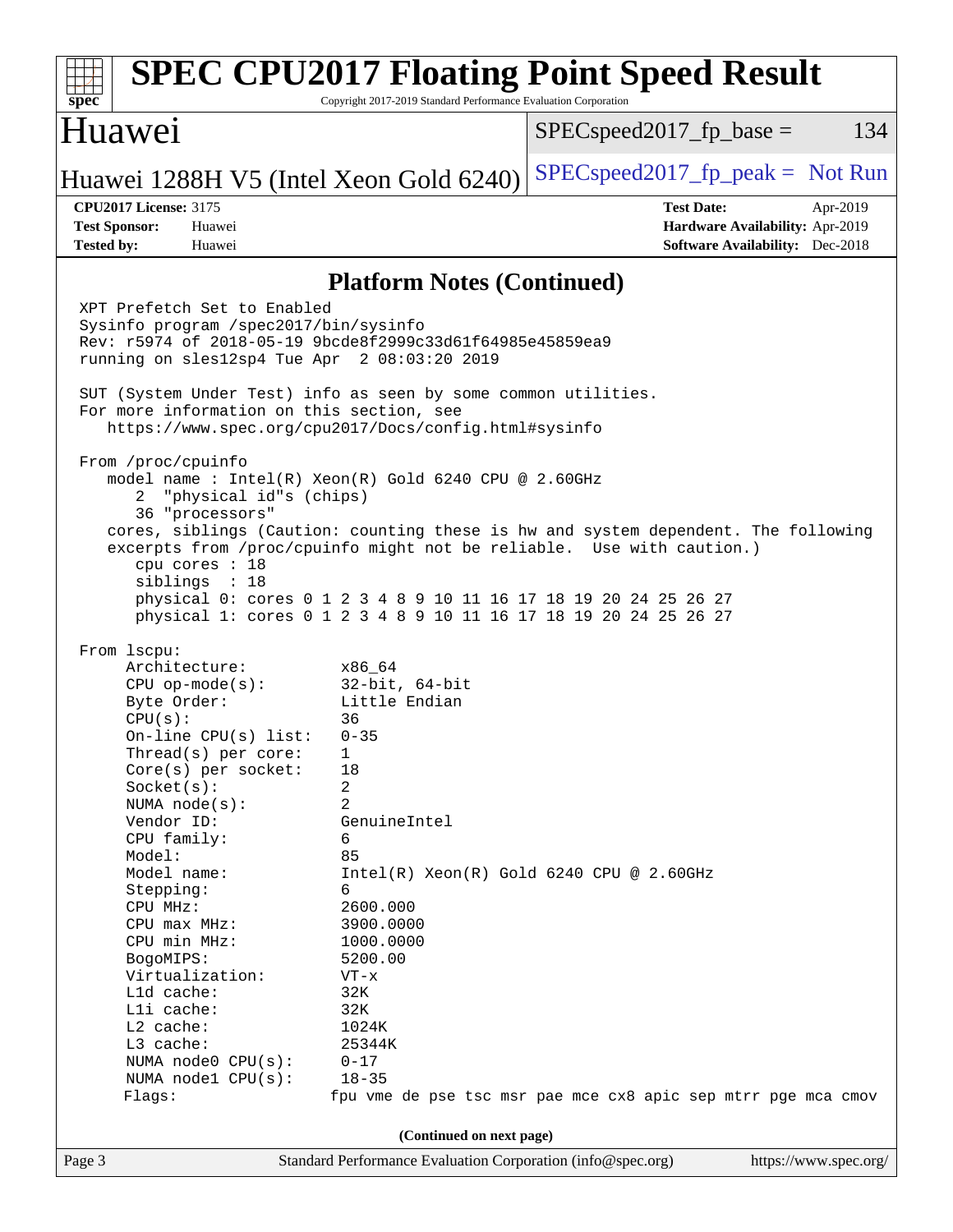## Platform Notes (Continued)

```
XPT Prefetch Set to Enabled
Sysinfo program /spec2017/bin/sysinfo
Rev: r5974 of 2018-05-19 9bcde8f2999c33d61f64985e45859ea9
running on sles12sp4 Tue Apr  2 08:03:20 2019

SUT (System Under Test) info as seen by some common utilities.
For more information on this section, see
   https://www.spec.org/cpu2017/Docs/config.html#sysinfo

From /proc/cpuinfo
   model name : Intel(R) Xeon(R) Gold 6240 CPU @ 2.60GHz
      2  "physical id"s (chips)
      36 "processors"
   cores, siblings (Caution: counting these is hw and system dependent. The following
   excerpts from /proc/cpuinfo might not be reliable.  Use with caution.)
      cpu cores : 18
      siblings  : 18
      physical 0: cores 0 1 2 3 4 8 9 10 11 16 17 18 19 20 24 25 26 27
      physical 1: cores 0 1 2 3 4 8 9 10 11 16 17 18 19 20 24 25 26 27

From lscpu:
     Architecture:          x86_64
     CPU op-mode(s):        32-bit, 64-bit
     Byte Order:            Little Endian
     CPU(s):                36
     On-line CPU(s) list:   0-35
     Thread(s) per core:    1
     Core(s) per socket:    18
     Socket(s):             2
     NUMA node(s):          2
     Vendor ID:             GenuineIntel
     CPU family:            6
     Model:                 85
     Model name:            Intel(R) Xeon(R) Gold 6240 CPU @ 2.60GHz
     Stepping:              6
     CPU MHz:               2600.000
     CPU max MHz:           3900.0000
     CPU min MHz:           1000.0000
     BogoMIPS:              5200.00
     Virtualization:        VT-x
     L1d cache:             32K
     L1i cache:             32K
     L2 cache:              1024K
     L3 cache:              25344K
     NUMA node0 CPU(s):     0-17
     NUMA node1 CPU(s):     18-35
     Flags:                fpu vme de pse tsc msr pae mce cx8 apic sep mtrr pge mca cmov
```

(Continued on next page)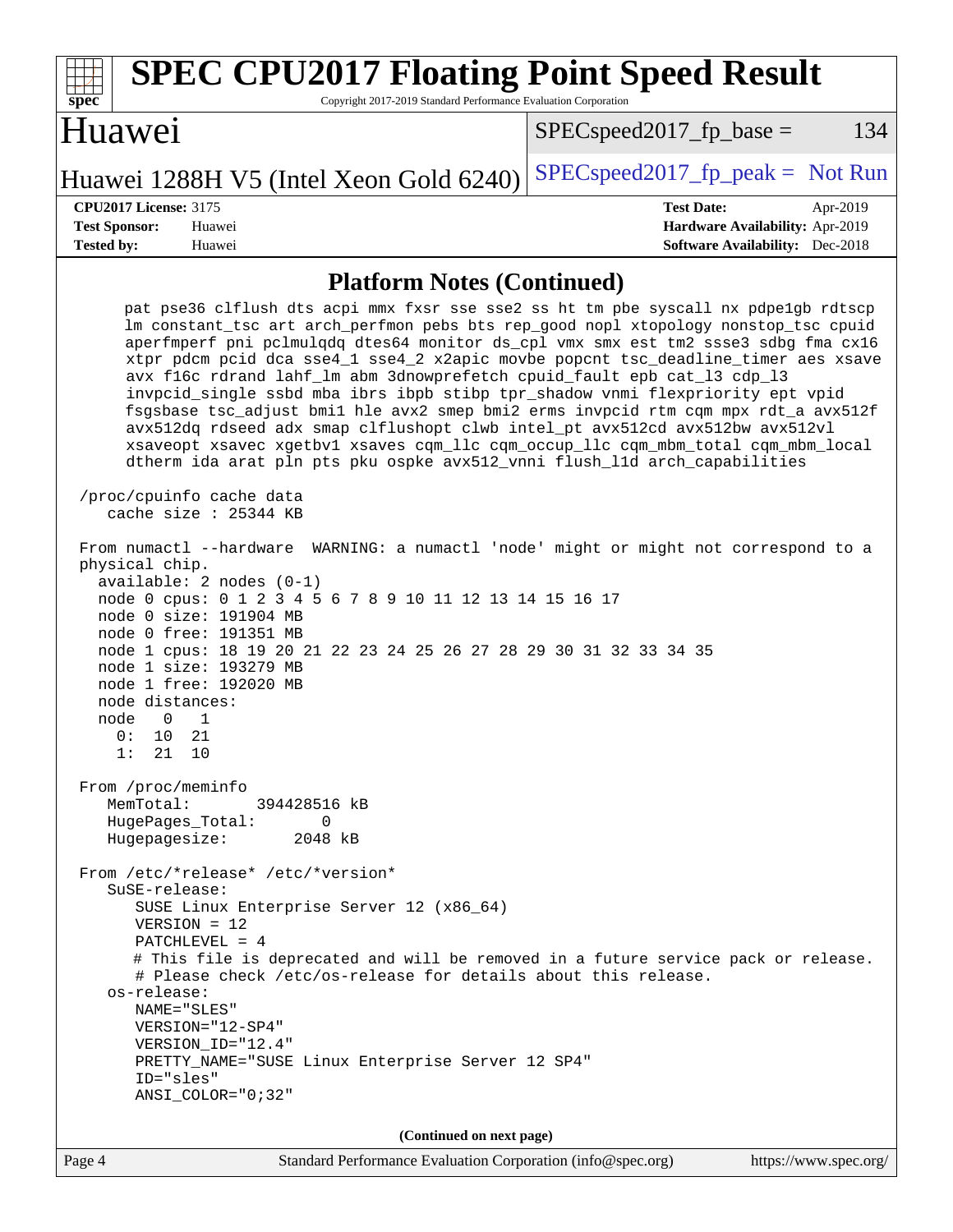## Platform Notes (Continued)

```
      pat pse36 clflush dts acpi mmx fxsr sse sse2 ss ht tm pbe syscall nx pdpe1gb rdtscp
      lm constant_tsc art arch_perfmon pebs bts rep_good nopl xtopology nonstop_tsc cpuid
      aperfmperf pni pclmulqdq dtes64 monitor ds_cpl vmx smx est tm2 ssse3 sdbg fma cx16
      xtpr pdcm pcid dca sse4_1 sse4_2 x2apic movbe popcnt tsc_deadline_timer aes xsave
      avx f16c rdrand lahf_lm abm 3dnowprefetch cpuid_fault epb cat_l3 cdp_l3
      invpcid_single ssbd mba ibrs ibpb stibp tpr_shadow vnmi flexpriority ept vpid
      fsgsbase tsc_adjust bmi1 hle avx2 smep bmi2 erms invpcid rtm cqm mpx rdt_a avx512f
      avx512dq rdseed adx smap clflushopt clwb intel_pt avx512cd avx512bw avx512vl
      xsaveopt xsavec xgetbv1 xsaves cqm_llc cqm_occup_llc cqm_mbm_total cqm_mbm_local
      dtherm ida arat pln pts pku ospke avx512_vnni flush_l1d arch_capabilities

 /proc/cpuinfo cache data
    cache size : 25344 KB

 From numactl --hardware  WARNING: a numactl 'node' might or might not correspond to a
 physical chip.
   available: 2 nodes (0-1)
   node 0 cpus: 0 1 2 3 4 5 6 7 8 9 10 11 12 13 14 15 16 17
   node 0 size: 191904 MB
   node 0 free: 191351 MB
   node 1 cpus: 18 19 20 21 22 23 24 25 26 27 28 29 30 31 32 33 34 35
   node 1 size: 193279 MB
   node 1 free: 192020 MB
   node distances:
   node   0   1
     0:  10  21
     1:  21  10

 From /proc/meminfo
    MemTotal:       394428516 kB
    HugePages_Total:       0
    Hugepagesize:       2048 kB

 From /etc/*release* /etc/*version*
    SuSE-release:
       SUSE Linux Enterprise Server 12 (x86_64)
       VERSION = 12
       PATCHLEVEL = 4
       # This file is deprecated and will be removed in a future service pack or release.
       # Please check /etc/os-release for details about this release.
    os-release:
       NAME="SLES"
       VERSION="12-SP4"
       VERSION_ID="12.4"
       PRETTY_NAME="SUSE Linux Enterprise Server 12 SP4"
       ID="sles"
       ANSI_COLOR="0;32"
```

**(Continued on next page)**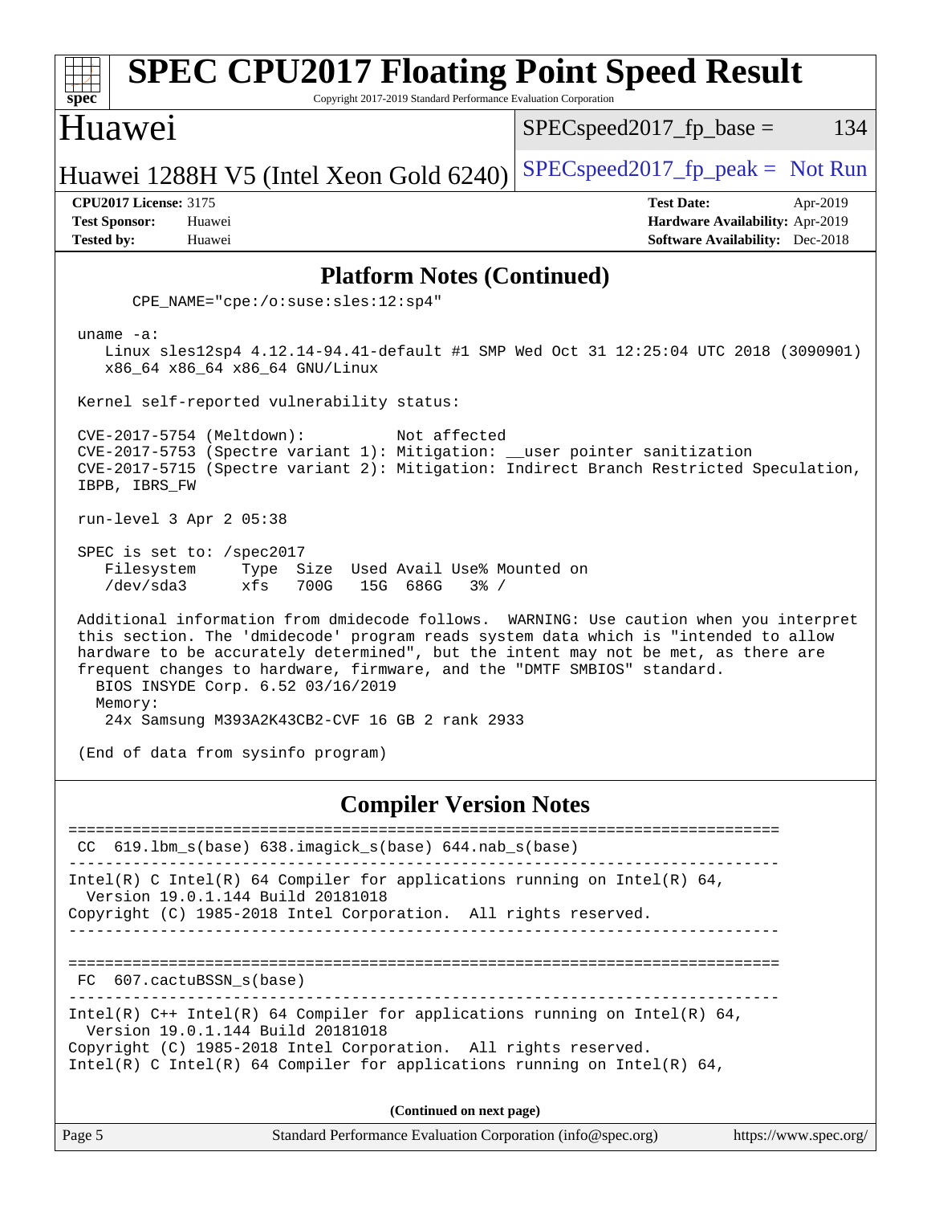# SPEC CPU2017 Floating Point Speed Result

Copyright 2017-2019 Standard Performance Evaluation Corporation

## Huawei

Huawei 1288H V5 (Intel Xeon Gold 6240)

SPECspeed2017_fp_base = 134

SPECspeed2017_fp_peak = Not Run

**CPU2017 License:** 3175
**Test Sponsor:** Huawei
**Tested by:** Huawei

**Test Date:** Apr-2019
**Hardware Availability:** Apr-2019
**Software Availability:** Dec-2018

## Platform Notes (Continued)

```
      CPE_NAME="cpe:/o:suse:sles:12:sp4"

 uname -a:
    Linux sles12sp4 4.12.14-94.41-default #1 SMP Wed Oct 31 12:25:04 UTC 2018 (3090901)
    x86_64 x86_64 x86_64 GNU/Linux

 Kernel self-reported vulnerability status:

 CVE-2017-5754 (Meltdown):          Not affected
 CVE-2017-5753 (Spectre variant 1): Mitigation: __user pointer sanitization
 CVE-2017-5715 (Spectre variant 2): Mitigation: Indirect Branch Restricted Speculation,
 IBPB, IBRS_FW

 run-level 3 Apr 2 05:38

 SPEC is set to: /spec2017
    Filesystem     Type  Size  Used Avail Use% Mounted on
    /dev/sda3      xfs   700G   15G  686G   3% /

 Additional information from dmidecode follows.  WARNING: Use caution when you interpret
 this section. The 'dmidecode' program reads system data which is "intended to allow
 hardware to be accurately determined", but the intent may not be met, as there are
 frequent changes to hardware, firmware, and the "DMTF SMBIOS" standard.
   BIOS INSYDE Corp. 6.52 03/16/2019
   Memory:
    24x Samsung M393A2K43CB2-CVF 16 GB 2 rank 2933

 (End of data from sysinfo program)
```

## Compiler Version Notes

```
==============================================================================
 CC  619.lbm_s(base) 638.imagick_s(base) 644.nab_s(base)
------------------------------------------------------------------------------
Intel(R) C Intel(R) 64 Compiler for applications running on Intel(R) 64,
  Version 19.0.1.144 Build 20181018
Copyright (C) 1985-2018 Intel Corporation.  All rights reserved.
------------------------------------------------------------------------------

==============================================================================
 FC  607.cactuBSSN_s(base)
------------------------------------------------------------------------------
Intel(R) C++ Intel(R) 64 Compiler for applications running on Intel(R) 64,
  Version 19.0.1.144 Build 20181018
Copyright (C) 1985-2018 Intel Corporation.  All rights reserved.
Intel(R) C Intel(R) 64 Compiler for applications running on Intel(R) 64,
```

**(Continued on next page)**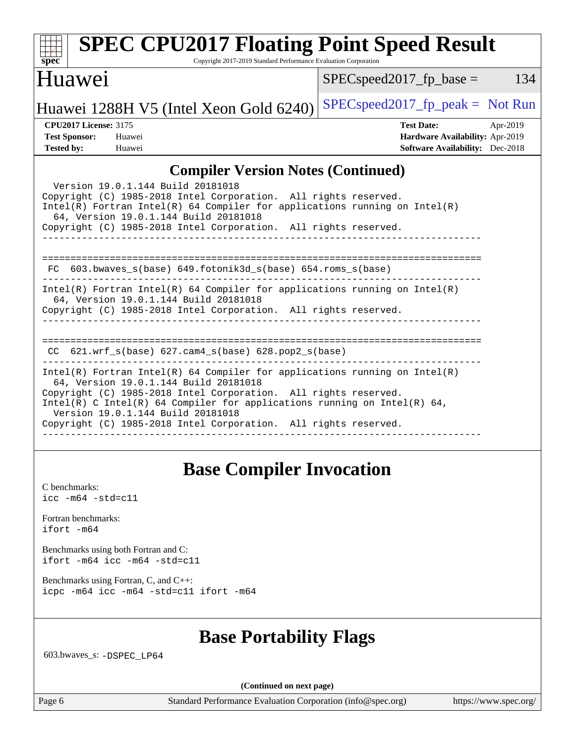## Compiler Version Notes (Continued)

```
  Version 19.0.1.144 Build 20181018
Copyright (C) 1985-2018 Intel Corporation.  All rights reserved.
Intel(R) Fortran Intel(R) 64 Compiler for applications running on Intel(R)
  64, Version 19.0.1.144 Build 20181018
Copyright (C) 1985-2018 Intel Corporation.  All rights reserved.
------------------------------------------------------------------------------

==============================================================================
 FC  603.bwaves_s(base) 649.fotonik3d_s(base) 654.roms_s(base)
------------------------------------------------------------------------------
Intel(R) Fortran Intel(R) 64 Compiler for applications running on Intel(R)
  64, Version 19.0.1.144 Build 20181018
Copyright (C) 1985-2018 Intel Corporation.  All rights reserved.
------------------------------------------------------------------------------

==============================================================================
 CC  621.wrf_s(base) 627.cam4_s(base) 628.pop2_s(base)
------------------------------------------------------------------------------
Intel(R) Fortran Intel(R) 64 Compiler for applications running on Intel(R)
  64, Version 19.0.1.144 Build 20181018
Copyright (C) 1985-2018 Intel Corporation.  All rights reserved.
Intel(R) C Intel(R) 64 Compiler for applications running on Intel(R) 64,
  Version 19.0.1.144 Build 20181018
Copyright (C) 1985-2018 Intel Corporation.  All rights reserved.
------------------------------------------------------------------------------
```

## Base Compiler Invocation

C benchmarks:
`icc -m64 -std=c11`

Fortran benchmarks:
`ifort -m64`

Benchmarks using both Fortran and C:
`ifort -m64 icc -m64 -std=c11`

Benchmarks using Fortran, C, and C++:
`icpc -m64 icc -m64 -std=c11 ifort -m64`

## Base Portability Flags

603.bwaves_s: `-DSPEC_LP64`

**(Continued on next page)**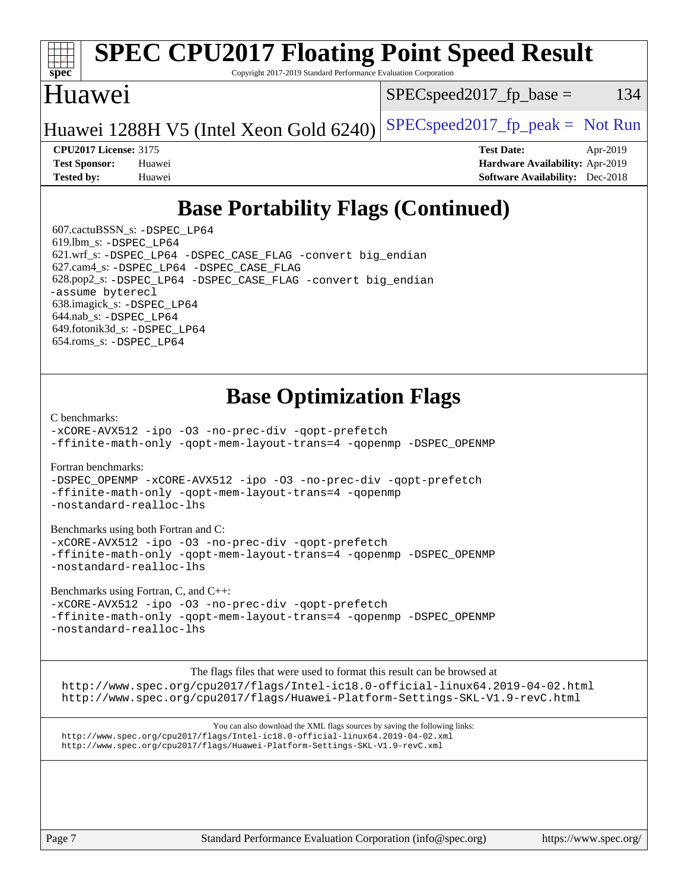# SPEC CPU2017 Floating Point Speed Result

Copyright 2017-2019 Standard Performance Evaluation Corporation

## Huawei

Huawei 1288H V5 (Intel Xeon Gold 6240)

SPECspeed2017_fp_base = 134

SPECspeed2017_fp_peak = Not Run

**CPU2017 License:** 3175
**Test Sponsor:** Huawei
**Tested by:** Huawei

**Test Date:** Apr-2019
**Hardware Availability:** Apr-2019
**Software Availability:** Dec-2018

## Base Portability Flags (Continued)

607.cactuBSSN_s: -DSPEC_LP64
619.lbm_s: -DSPEC_LP64
621.wrf_s: -DSPEC_LP64 -DSPEC_CASE_FLAG -convert big_endian
627.cam4_s: -DSPEC_LP64 -DSPEC_CASE_FLAG
628.pop2_s: -DSPEC_LP64 -DSPEC_CASE_FLAG -convert big_endian -assume byterecl
638.imagick_s: -DSPEC_LP64
644.nab_s: -DSPEC_LP64
649.fotonik3d_s: -DSPEC_LP64
654.roms_s: -DSPEC_LP64

## Base Optimization Flags

C benchmarks:

```
-xCORE-AVX512 -ipo -O3 -no-prec-div -qopt-prefetch
-ffinite-math-only -qopt-mem-layout-trans=4 -qopenmp -DSPEC_OPENMP
```

Fortran benchmarks:

```
-DSPEC_OPENMP -xCORE-AVX512 -ipo -O3 -no-prec-div -qopt-prefetch
-ffinite-math-only -qopt-mem-layout-trans=4 -qopenmp
-nostandard-realloc-lhs
```

Benchmarks using both Fortran and C:

```
-xCORE-AVX512 -ipo -O3 -no-prec-div -qopt-prefetch
-ffinite-math-only -qopt-mem-layout-trans=4 -qopenmp -DSPEC_OPENMP
-nostandard-realloc-lhs
```

Benchmarks using Fortran, C, and C++:

```
-xCORE-AVX512 -ipo -O3 -no-prec-div -qopt-prefetch
-ffinite-math-only -qopt-mem-layout-trans=4 -qopenmp -DSPEC_OPENMP
-nostandard-realloc-lhs
```

The flags files that were used to format this result can be browsed at
http://www.spec.org/cpu2017/flags/Intel-ic18.0-official-linux64.2019-04-02.html
http://www.spec.org/cpu2017/flags/Huawei-Platform-Settings-SKL-V1.9-revC.html

You can also download the XML flags sources by saving the following links:
http://www.spec.org/cpu2017/flags/Intel-ic18.0-official-linux64.2019-04-02.xml
http://www.spec.org/cpu2017/flags/Huawei-Platform-Settings-SKL-V1.9-revC.xml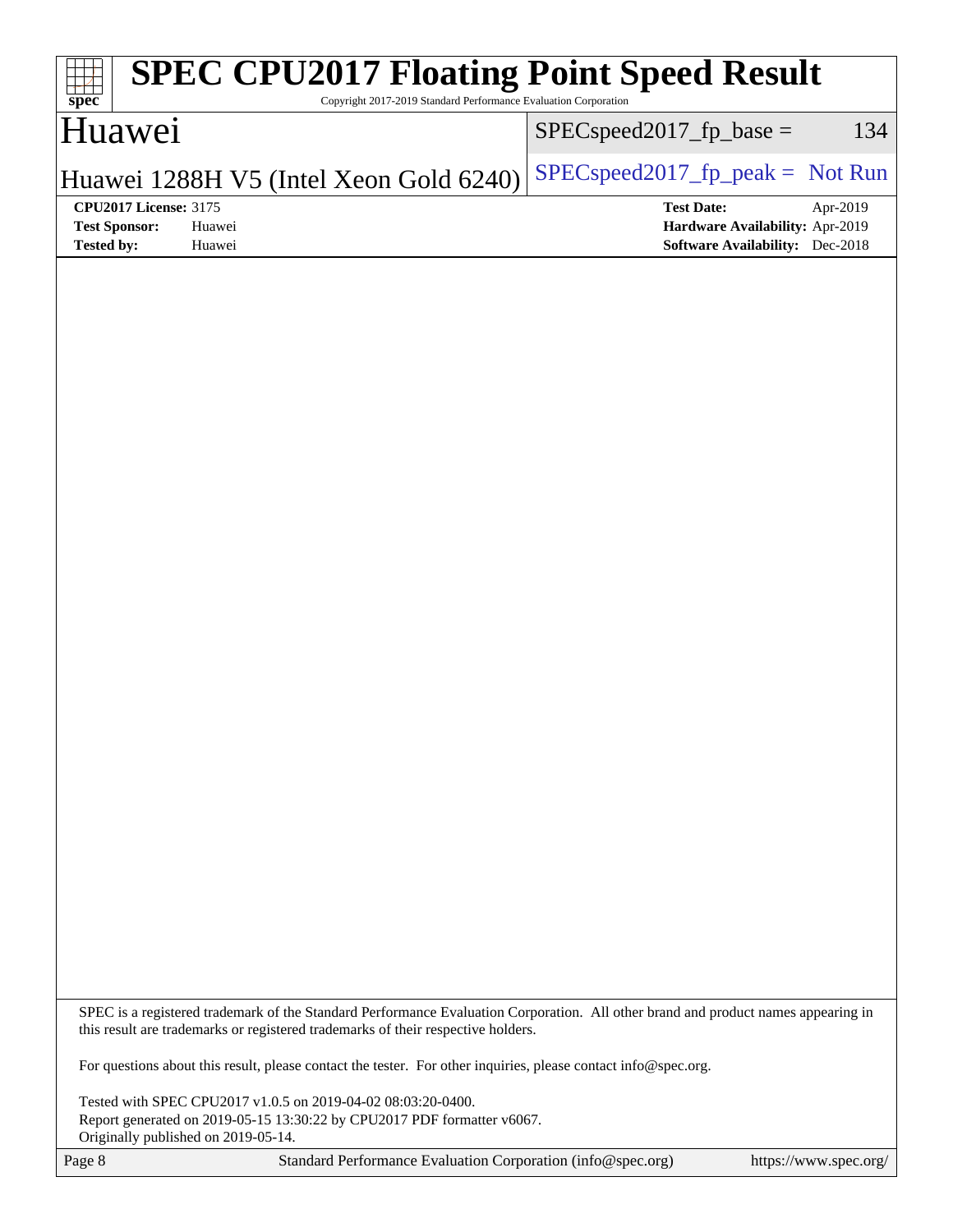# SPEC CPU2017 Floating Point Speed Result

Copyright 2017-2019 Standard Performance Evaluation Corporation

## Huawei

Huawei 1288H V5 (Intel Xeon Gold 6240)

SPECspeed2017_fp_base = 134

SPECspeed2017_fp_peak = Not Run

**CPU2017 License:** 3175
**Test Sponsor:** Huawei
**Tested by:** Huawei

**Test Date:** Apr-2019
**Hardware Availability:** Apr-2019
**Software Availability:** Dec-2018

SPEC is a registered trademark of the Standard Performance Evaluation Corporation. All other brand and product names appearing in this result are trademarks or registered trademarks of their respective holders.

For questions about this result, please contact the tester. For other inquiries, please contact info@spec.org.

Tested with SPEC CPU2017 v1.0.5 on 2019-04-02 08:03:20-0400.
Report generated on 2019-05-15 13:30:22 by CPU2017 PDF formatter v6067.
Originally published on 2019-05-14.